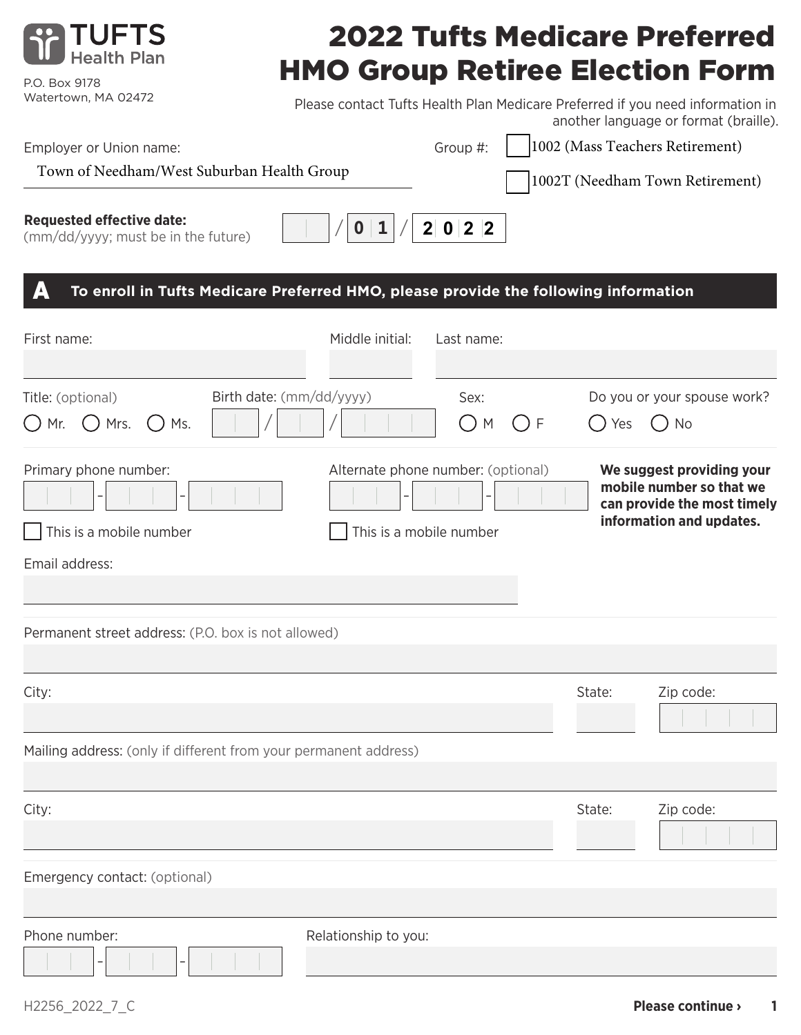TUFTS Health Plan

P.O. Box 9178
Watertown, MA 02472

# 2022 Tufts Medicare Preferred HMO Group Retiree Election Form

Please contact Tufts Health Plan Medicare Preferred if you need information in another language or format (braille).

Employer or Union name: Town of Needham/West Suburban Health Group

Group #:
- ☐ 1002 (Mass Teachers Retirement)
- ☐ 1002T (Needham Town Retirement)

**Requested effective date:** (mm/dd/yyyy; must be in the future) __ / 01 / 2022

## A To enroll in Tufts Medicare Preferred HMO, please provide the following information

First name: ____ Middle initial: ____ Last name: ____

Title: (optional) ○ Mr. ○ Mrs. ○ Ms.

Birth date: (mm/dd/yyyy) __ / __ / ____

Sex: ○ M ○ F

Do you or your spouse work? ○ Yes ○ No

Primary phone number: ___ - ___ - ____
☐ This is a mobile number

Alternate phone number: (optional) ___ - ___ - ____
☐ This is a mobile number

**We suggest providing your mobile number so that we can provide the most timely information and updates.**

Email address: ____

Permanent street address: (P.O. box is not allowed) ____

City: ____ State: ____ Zip code: ____

Mailing address: (only if different from your permanent address) ____

City: ____ State: ____ Zip code: ____

Emergency contact: (optional) ____

Phone number: ___ - ___ - ____ Relationship to you: ____

H2256_2022_7_C

**Please continue ›**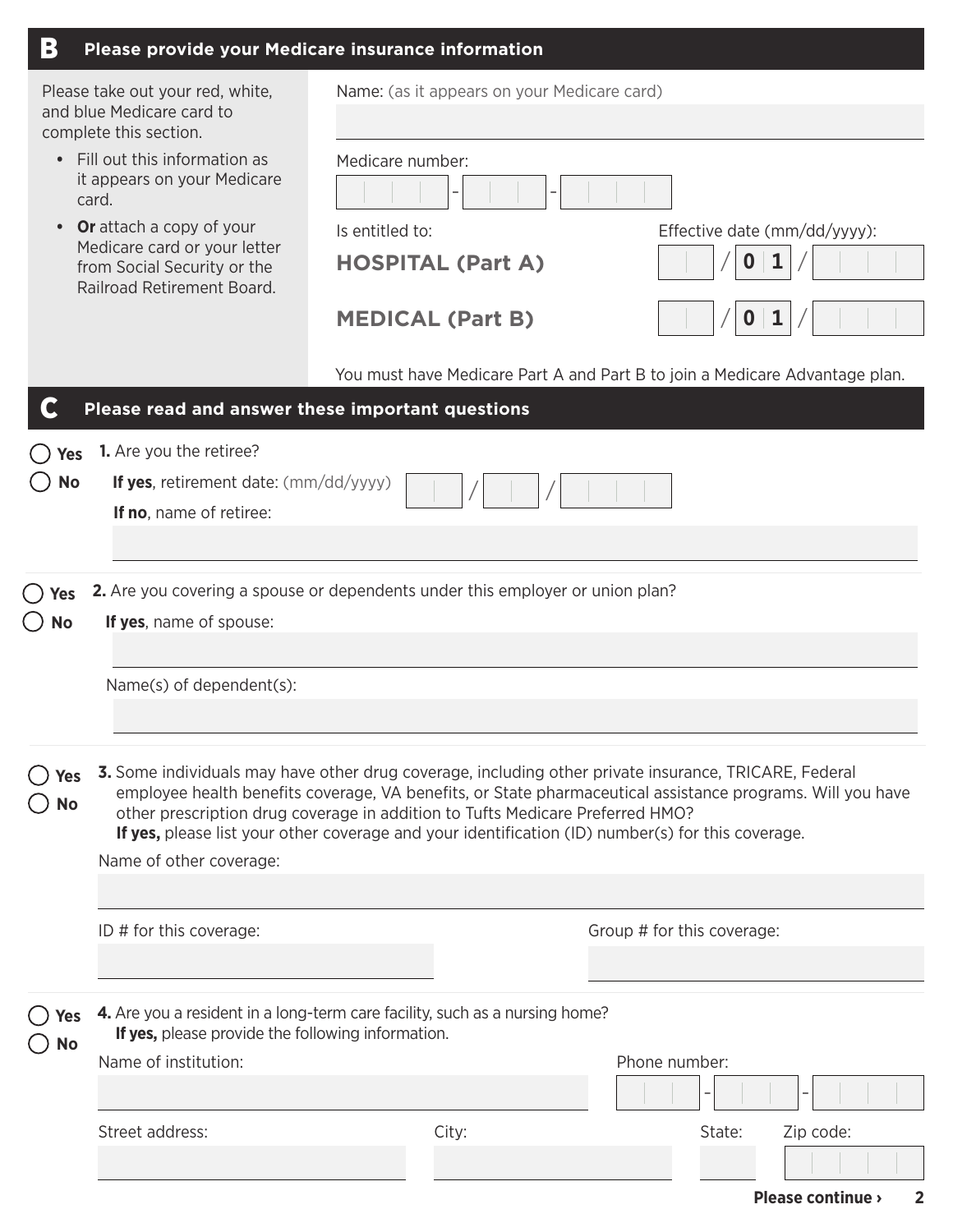## B Please provide your Medicare insurance information

Please take out your red, white, and blue Medicare card to complete this section.

- Fill out this information as it appears on your Medicare card.
- **Or** attach a copy of your Medicare card or your letter from Social Security or the Railroad Retirement Board.

Name: (as it appears on your Medicare card)

Medicare number: ____ - ____ - ____

| Is entitled to: | Effective date (mm/dd/yyyy): |
|---|---|
| **HOSPITAL (Part A)** | __ / 0 1 / ____ |
| **MEDICAL (Part B)** | __ / 0 1 / ____ |

You must have Medicare Part A and Part B to join a Medicare Advantage plan.

## C Please read and answer these important questions

◯ Yes ◯ No **1.** Are you the retiree?

**If yes**, retirement date: (mm/dd/yyyy) __ / __ / ____

**If no**, name of retiree:

◯ Yes ◯ No **2.** Are you covering a spouse or dependents under this employer or union plan?

**If yes**, name of spouse:

Name(s) of dependent(s):

◯ Yes ◯ No **3.** Some individuals may have other drug coverage, including other private insurance, TRICARE, Federal employee health benefits coverage, VA benefits, or State pharmaceutical assistance programs. Will you have other prescription drug coverage in addition to Tufts Medicare Preferred HMO?
**If yes,** please list your other coverage and your identification (ID) number(s) for this coverage.

Name of other coverage:

ID # for this coverage:

Group # for this coverage:

◯ Yes ◯ No **4.** Are you a resident in a long-term care facility, such as a nursing home?
**If yes,** please provide the following information.

Name of institution:

Phone number: ___ - ___ - ____

Street address:

City:

State:

Zip code:

**Please continue ›**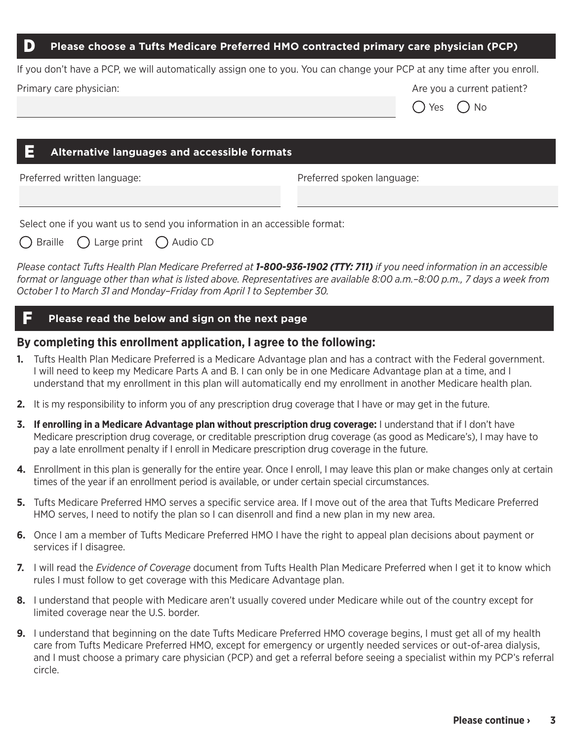## D Please choose a Tufts Medicare Preferred HMO contracted primary care physician (PCP)

If you don't have a PCP, we will automatically assign one to you. You can change your PCP at any time after you enroll.

Primary care physician: ______________________

Are you a current patient? ◯ Yes ◯ No

## E Alternative languages and accessible formats

Preferred written language: ______________________

Preferred spoken language: ______________________

Select one if you want us to send you information in an accessible format:

◯ Braille ◯ Large print ◯ Audio CD

*Please contact Tufts Health Plan Medicare Preferred at **1-800-936-1902 (TTY: 711)** if you need information in an accessible format or language other than what is listed above. Representatives are available 8:00 a.m.–8:00 p.m., 7 days a week from October 1 to March 31 and Monday–Friday from April 1 to September 30.*

## F Please read the below and sign on the next page

### By completing this enrollment application, I agree to the following:

1. Tufts Health Plan Medicare Preferred is a Medicare Advantage plan and has a contract with the Federal government. I will need to keep my Medicare Parts A and B. I can only be in one Medicare Advantage plan at a time, and I understand that my enrollment in this plan will automatically end my enrollment in another Medicare health plan.
2. It is my responsibility to inform you of any prescription drug coverage that I have or may get in the future.
3. **If enrolling in a Medicare Advantage plan without prescription drug coverage:** I understand that if I don't have Medicare prescription drug coverage, or creditable prescription drug coverage (as good as Medicare's), I may have to pay a late enrollment penalty if I enroll in Medicare prescription drug coverage in the future.
4. Enrollment in this plan is generally for the entire year. Once I enroll, I may leave this plan or make changes only at certain times of the year if an enrollment period is available, or under certain special circumstances.
5. Tufts Medicare Preferred HMO serves a specific service area. If I move out of the area that Tufts Medicare Preferred HMO serves, I need to notify the plan so I can disenroll and find a new plan in my new area.
6. Once I am a member of Tufts Medicare Preferred HMO I have the right to appeal plan decisions about payment or services if I disagree.
7. I will read the *Evidence of Coverage* document from Tufts Health Plan Medicare Preferred when I get it to know which rules I must follow to get coverage with this Medicare Advantage plan.
8. I understand that people with Medicare aren't usually covered under Medicare while out of the country except for limited coverage near the U.S. border.
9. I understand that beginning on the date Tufts Medicare Preferred HMO coverage begins, I must get all of my health care from Tufts Medicare Preferred HMO, except for emergency or urgently needed services or out-of-area dialysis, and I must choose a primary care physician (PCP) and get a referral before seeing a specialist within my PCP's referral circle.

**Please continue ›**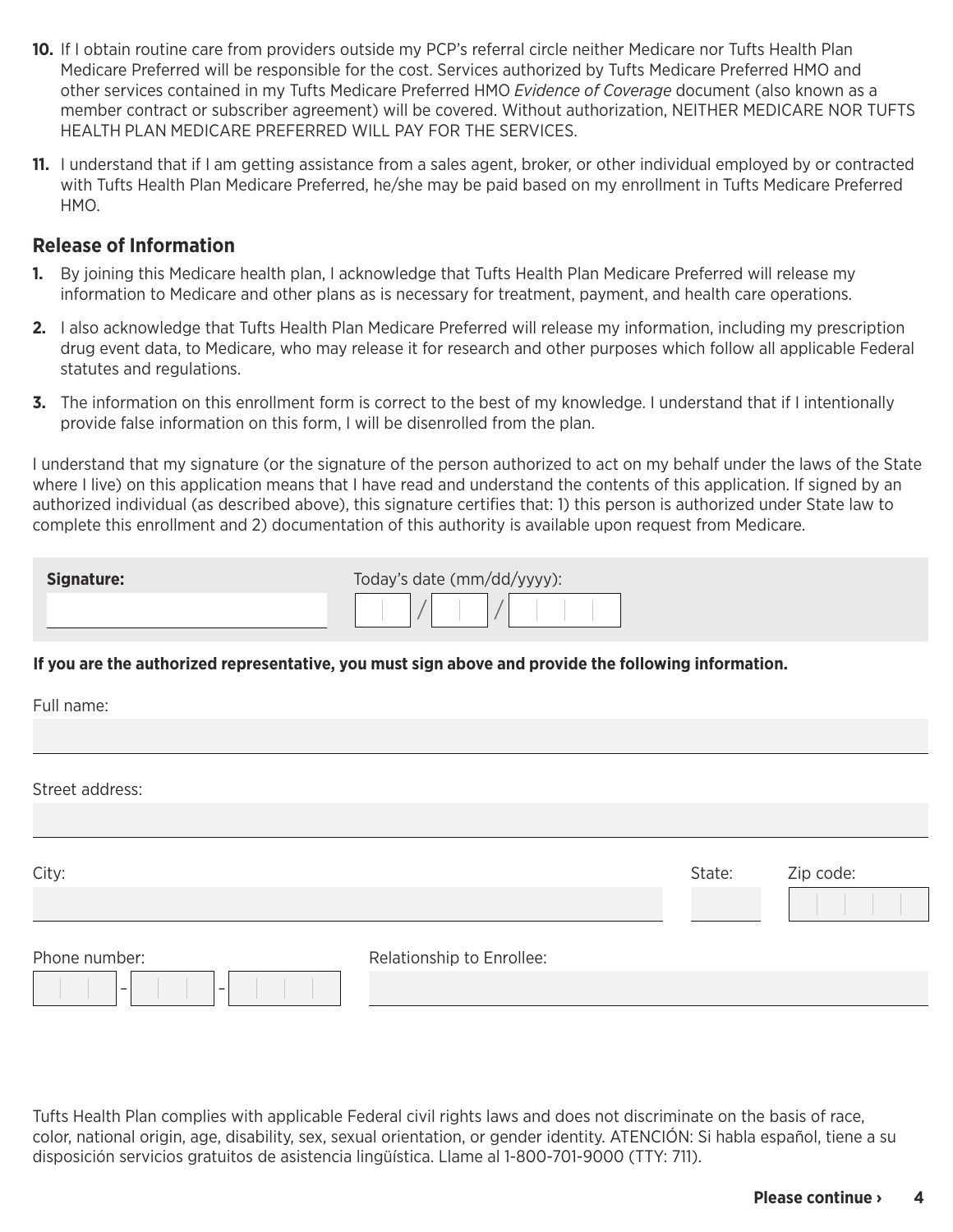10. If I obtain routine care from providers outside my PCP's referral circle neither Medicare nor Tufts Health Plan Medicare Preferred will be responsible for the cost. Services authorized by Tufts Medicare Preferred HMO and other services contained in my Tufts Medicare Preferred HMO *Evidence of Coverage* document (also known as a member contract or subscriber agreement) will be covered. Without authorization, NEITHER MEDICARE NOR TUFTS HEALTH PLAN MEDICARE PREFERRED WILL PAY FOR THE SERVICES.
11. I understand that if I am getting assistance from a sales agent, broker, or other individual employed by or contracted with Tufts Health Plan Medicare Preferred, he/she may be paid based on my enrollment in Tufts Medicare Preferred HMO.

## Release of Information

1. By joining this Medicare health plan, I acknowledge that Tufts Health Plan Medicare Preferred will release my information to Medicare and other plans as is necessary for treatment, payment, and health care operations.
2. I also acknowledge that Tufts Health Plan Medicare Preferred will release my information, including my prescription drug event data, to Medicare, who may release it for research and other purposes which follow all applicable Federal statutes and regulations.
3. The information on this enrollment form is correct to the best of my knowledge. I understand that if I intentionally provide false information on this form, I will be disenrolled from the plan.

I understand that my signature (or the signature of the person authorized to act on my behalf under the laws of the State where I live) on this application means that I have read and understand the contents of this application. If signed by an authorized individual (as described above), this signature certifies that: 1) this person is authorized under State law to complete this enrollment and 2) documentation of this authority is available upon request from Medicare.

**Signature:** ____________________

Today's date (mm/dd/yyyy): __ / __ / ____

**If you are the authorized representative, you must sign above and provide the following information.**

Full name: ____________________

Street address: ____________________

City: ____________________ State: ____ Zip code: ________

Phone number: ___ - ___ - ____

Relationship to Enrollee: ____________________

Tufts Health Plan complies with applicable Federal civil rights laws and does not discriminate on the basis of race, color, national origin, age, disability, sex, sexual orientation, or gender identity. ATENCIÓN: Si habla español, tiene a su disposición servicios gratuitos de asistencia lingüística. Llame al 1-800-701-9000 (TTY: 711).

**Please continue ›**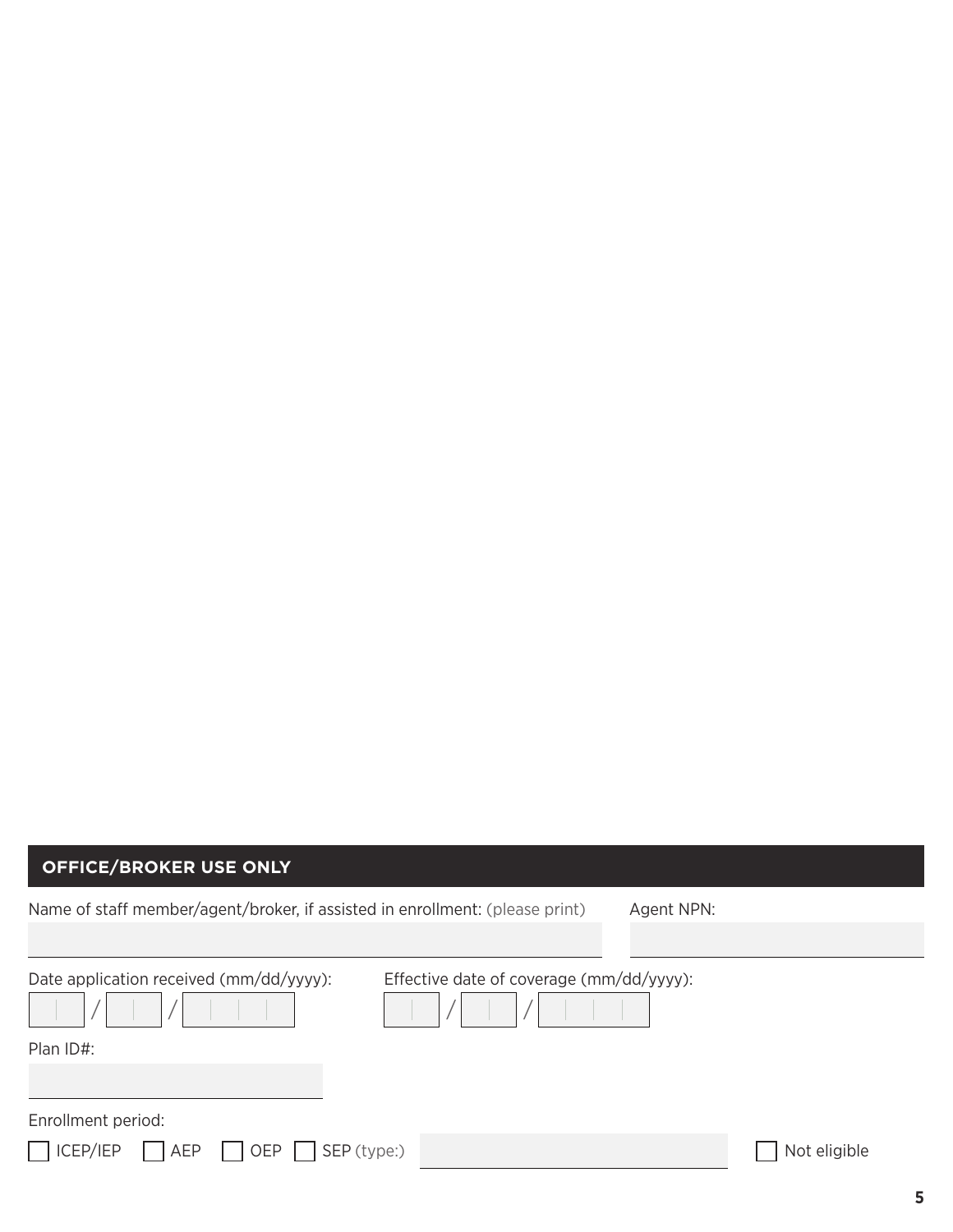## OFFICE/BROKER USE ONLY

Name of staff member/agent/broker, if assisted in enrollment: (please print)

Agent NPN:

Date application received (mm/dd/yyyy): ___ / ___ / ______

Effective date of coverage (mm/dd/yyyy): ___ / ___ / ______

Plan ID#:

Enrollment period:

☐ ICEP/IEP ☐ AEP ☐ OEP ☐ SEP (type:) ______ ☐ Not eligible